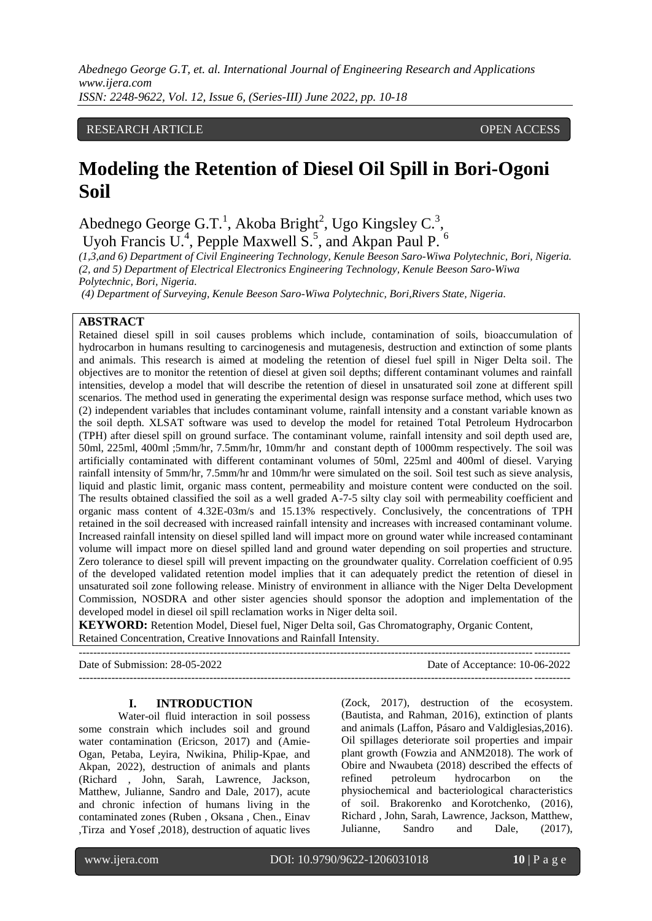RESEARCH ARTICLE OPEN ACCESS

# Modeling the Retention of Diesel Oil Spill in Bori-Ogoni Soil

Abednego George G.T.[1], Akoba Bright[2], Ugo Kingsley C.[3], Uyoh Francis U.[4], Pepple Maxwell S.[5], and Akpan Paul P. [6]

*(1,3,and 6) Department of Civil Engineering Technology, Kenule Beeson Saro-Wiwa Polytechnic, Bori, Nigeria.*
*(2, and 5) Department of Electrical Electronics Engineering Technology, Kenule Beeson Saro-Wiwa Polytechnic, Bori, Nigeria.*
*(4) Department of Surveying, Kenule Beeson Saro-Wiwa Polytechnic, Bori,Rivers State, Nigeria.*

**ABSTRACT**

Retained diesel spill in soil causes problems which include, contamination of soils, bioaccumulation of hydrocarbon in humans resulting to carcinogenesis and mutagenesis, destruction and extinction of some plants and animals. This research is aimed at modeling the retention of diesel fuel spill in Niger Delta soil. The objectives are to monitor the retention of diesel at given soil depths; different contaminant volumes and rainfall intensities, develop a model that will describe the retention of diesel in unsaturated soil zone at different spill scenarios. The method used in generating the experimental design was response surface method, which uses two (2) independent variables that includes contaminant volume, rainfall intensity and a constant variable known as the soil depth. XLSAT software was used to develop the model for retained Total Petroleum Hydrocarbon (TPH) after diesel spill on ground surface. The contaminant volume, rainfall intensity and soil depth used are, 50ml, 225ml, 400ml ;5mm/hr, 7.5mm/hr, 10mm/hr and constant depth of 1000mm respectively. The soil was artificially contaminated with different contaminant volumes of 50ml, 225ml and 400ml of diesel. Varying rainfall intensity of 5mm/hr, 7.5mm/hr and 10mm/hr were simulated on the soil. Soil test such as sieve analysis, liquid and plastic limit, organic mass content, permeability and moisture content were conducted on the soil. The results obtained classified the soil as a well graded A-7-5 silty clay soil with permeability coefficient and organic mass content of 4.32E-03m/s and 15.13% respectively. Conclusively, the concentrations of TPH retained in the soil decreased with increased rainfall intensity and increases with increased contaminant volume. Increased rainfall intensity on diesel spilled land will impact more on ground water while increased contaminant volume will impact more on diesel spilled land and ground water depending on soil properties and structure. Zero tolerance to diesel spill will prevent impacting on the groundwater quality. Correlation coefficient of 0.95 of the developed validated retention model implies that it can adequately predict the retention of diesel in unsaturated soil zone following release. Ministry of environment in alliance with the Niger Delta Development Commission, NOSDRA and other sister agencies should sponsor the adoption and implementation of the developed model in diesel oil spill reclamation works in Niger delta soil.

**KEYWORD:** Retention Model, Diesel fuel, Niger Delta soil, Gas Chromatography, Organic Content, Retained Concentration, Creative Innovations and Rainfall Intensity.

Date of Submission: 28-05-2022 Date of Acceptance: 10-06-2022

## I. INTRODUCTION

Water-oil fluid interaction in soil possess some constrain which includes soil and ground water contamination (Ericson, 2017) and (Amie-Ogan, Petaba, Leyira, Nwikina, Philip-Kpae, and Akpan, 2022), destruction of animals and plants (Richard , John, Sarah, Lawrence, Jackson, Matthew, Julianne, Sandro and Dale, 2017), acute and chronic infection of humans living in the contaminated zones (Ruben , Oksana , Chen., Einav ,Tirza and Yosef ,2018), destruction of aquatic lives (Zock, 2017), destruction of the ecosystem. (Bautista, and Rahman, 2016), extinction of plants and animals (Laffon, Pásaro and Valdiglesias,2016). Oil spillages deteriorate soil properties and impair plant growth (Fowzia and ANM2018). The work of Obire and Nwaubeta (2018) described the effects of refined petroleum hydrocarbon on the physiochemical and bacteriological characteristics of soil. Brakorenko and Korotchenko, (2016), Richard , John, Sarah, Lawrence, Jackson, Matthew, Julianne, Sandro and Dale, (2017),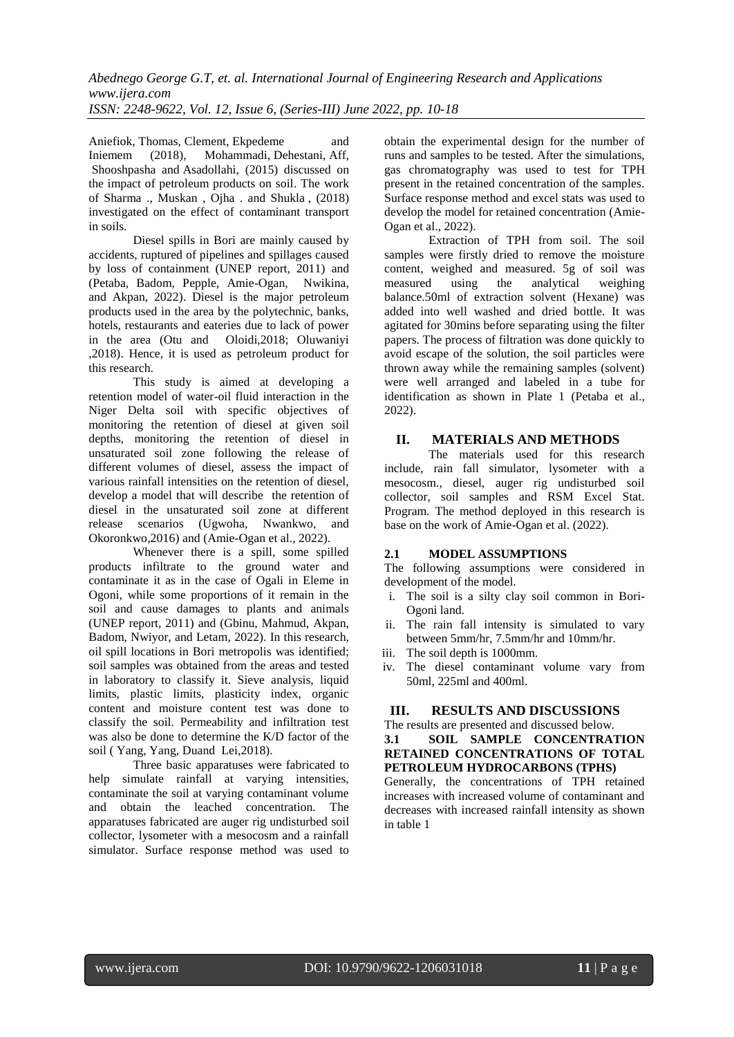Aniefiok, Thomas, Clement, Ekpedeme and Iniemem (2018), Mohammadi, Dehestani, Aff, Shooshpasha and Asadollahi, (2015) discussed on the impact of petroleum products on soil. The work of Sharma ., Muskan , Ojha . and Shukla , (2018) investigated on the effect of contaminant transport in soils.

Diesel spills in Bori are mainly caused by accidents, ruptured of pipelines and spillages caused by loss of containment (UNEP report, 2011) and (Petaba, Badom, Pepple, Amie-Ogan, Nwikina, and Akpan, 2022). Diesel is the major petroleum products used in the area by the polytechnic, banks, hotels, restaurants and eateries due to lack of power in the area (Otu and Oloidi,2018; Oluwaniyi ,2018). Hence, it is used as petroleum product for this research.

This study is aimed at developing a retention model of water-oil fluid interaction in the Niger Delta soil with specific objectives of monitoring the retention of diesel at given soil depths, monitoring the retention of diesel in unsaturated soil zone following the release of different volumes of diesel, assess the impact of various rainfall intensities on the retention of diesel, develop a model that will describe the retention of diesel in the unsaturated soil zone at different release scenarios (Ugwoha, Nwankwo, and Okoronkwo,2016) and (Amie-Ogan et al., 2022).

Whenever there is a spill, some spilled products infiltrate to the ground water and contaminate it as in the case of Ogali in Eleme in Ogoni, while some proportions of it remain in the soil and cause damages to plants and animals (UNEP report, 2011) and (Gbinu, Mahmud, Akpan, Badom, Nwiyor, and Letam, 2022). In this research, oil spill locations in Bori metropolis was identified; soil samples was obtained from the areas and tested in laboratory to classify it. Sieve analysis, liquid limits, plastic limits, plasticity index, organic content and moisture content test was done to classify the soil. Permeability and infiltration test was also be done to determine the K/D factor of the soil ( Yang, Yang, Duand Lei,2018).

Three basic apparatuses were fabricated to help simulate rainfall at varying intensities, contaminate the soil at varying contaminant volume and obtain the leached concentration. The apparatuses fabricated are auger rig undisturbed soil collector, lysometer with a mesocosm and a rainfall simulator. Surface response method was used to obtain the experimental design for the number of runs and samples to be tested. After the simulations, gas chromatography was used to test for TPH present in the retained concentration of the samples. Surface response method and excel stats was used to develop the model for retained concentration (Amie-Ogan et al., 2022).

Extraction of TPH from soil. The soil samples were firstly dried to remove the moisture content, weighed and measured. 5g of soil was measured using the analytical weighing balance.50ml of extraction solvent (Hexane) was added into well washed and dried bottle. It was agitated for 30mins before separating using the filter papers. The process of filtration was done quickly to avoid escape of the solution, the soil particles were thrown away while the remaining samples (solvent) were well arranged and labeled in a tube for identification as shown in Plate 1 (Petaba et al., 2022).

## II. MATERIALS AND METHODS

The materials used for this research include, rain fall simulator, lysometer with a mesocosm., diesel, auger rig undisturbed soil collector, soil samples and RSM Excel Stat. Program. The method deployed in this research is base on the work of Amie-Ogan et al. (2022).

### 2.1 MODEL ASSUMPTIONS

The following assumptions were considered in development of the model.

i. The soil is a silty clay soil common in Bori-Ogoni land.
ii. The rain fall intensity is simulated to vary between 5mm/hr, 7.5mm/hr and 10mm/hr.
iii. The soil depth is 1000mm.
iv. The diesel contaminant volume vary from 50ml, 225ml and 400ml.

## III. RESULTS AND DISCUSSIONS

The results are presented and discussed below.

### 3.1 SOIL SAMPLE CONCENTRATION RETAINED CONCENTRATIONS OF TOTAL PETROLEUM HYDROCARBONS (TPHS)

Generally, the concentrations of TPH retained increases with increased volume of contaminant and decreases with increased rainfall intensity as shown in table 1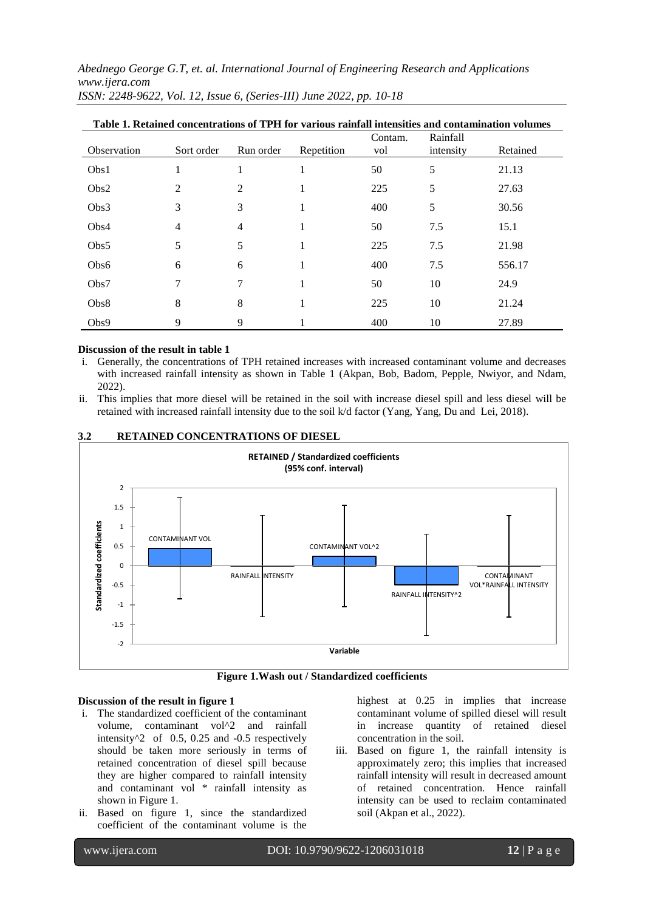**Table 1. Retained concentrations of TPH for various rainfall intensities and contamination volumes**

| Observation | Sort order | Run order | Repetition | Contam. vol | Rainfall intensity | Retained |
|---|---|---|---|---|---|---|
| Obs1 | 1 | 1 | 1 | 50 | 5 | 21.13 |
| Obs2 | 2 | 2 | 1 | 225 | 5 | 27.63 |
| Obs3 | 3 | 3 | 1 | 400 | 5 | 30.56 |
| Obs4 | 4 | 4 | 1 | 50 | 7.5 | 15.1 |
| Obs5 | 5 | 5 | 1 | 225 | 7.5 | 21.98 |
| Obs6 | 6 | 6 | 1 | 400 | 7.5 | 556.17 |
| Obs7 | 7 | 7 | 1 | 50 | 10 | 24.9 |
| Obs8 | 8 | 8 | 1 | 225 | 10 | 21.24 |
| Obs9 | 9 | 9 | 1 | 400 | 10 | 27.89 |

**Discussion of the result in table 1**

i. Generally, the concentrations of TPH retained increases with increased contaminant volume and decreases with increased rainfall intensity as shown in Table 1 (Akpan, Bob, Badom, Pepple, Nwiyor, and Ndam, 2022).

ii. This implies that more diesel will be retained in the soil with increase diesel spill and less diesel will be retained with increased rainfall intensity due to the soil k/d factor (Yang, Yang, Du and Lei, 2018).

## 3.2 RETAINED CONCENTRATIONS OF DIESEL

**Figure 1.Wash out / Standardized coefficients**

**Discussion of the result in figure 1**

i. The standardized coefficient of the contaminant volume, contaminant vol^2 and rainfall intensity^2 of 0.5, 0.25 and -0.5 respectively should be taken more seriously in terms of retained concentration of diesel spill because they are higher compared to rainfall intensity and contaminant vol * rainfall intensity as shown in Figure 1.

ii. Based on figure 1, since the standardized coefficient of the contaminant volume is the highest at 0.25 in implies that increase contaminant volume of spilled diesel will result in increase quantity of retained diesel concentration in the soil.

iii. Based on figure 1, the rainfall intensity is approximately zero; this implies that increased rainfall intensity will result in decreased amount of retained concentration. Hence rainfall intensity can be used to reclaim contaminated soil (Akpan et al., 2022).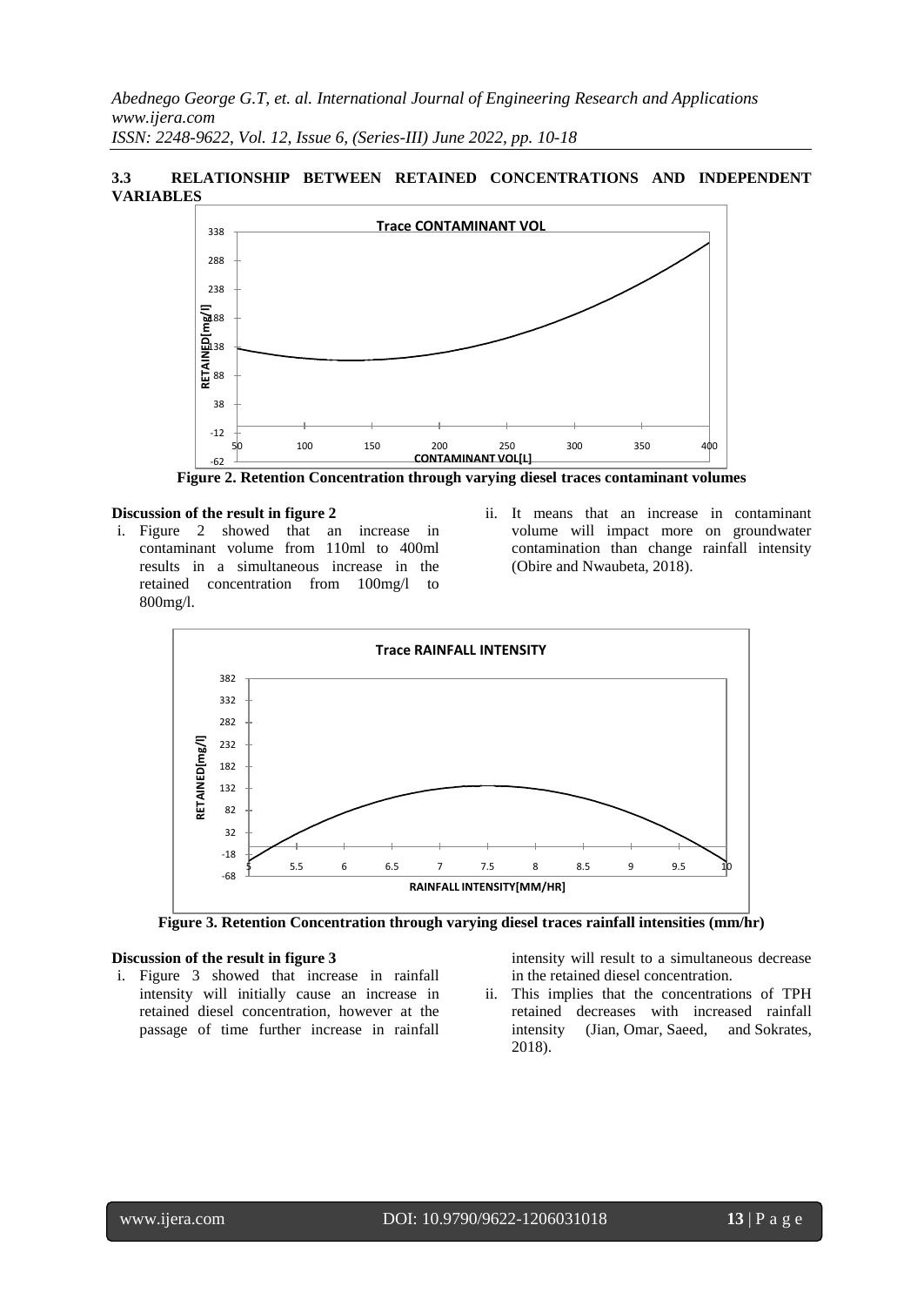### 3.3 RELATIONSHIP BETWEEN RETAINED CONCENTRATIONS AND INDEPENDENT VARIABLES

**Figure 2. Retention Concentration through varying diesel traces contaminant volumes**

#### Discussion of the result in figure 2

i. Figure 2 showed that an increase in contaminant volume from 110ml to 400ml results in a simultaneous increase in the retained concentration from 100mg/l to 800mg/l.

ii. It means that an increase in contaminant volume will impact more on groundwater contamination than change rainfall intensity (Obire and Nwaubeta, 2018).

**Figure 3. Retention Concentration through varying diesel traces rainfall intensities (mm/hr)**

#### Discussion of the result in figure 3

i. Figure 3 showed that increase in rainfall intensity will initially cause an increase in retained diesel concentration, however at the passage of time further increase in rainfall intensity will result to a simultaneous decrease in the retained diesel concentration.

ii. This implies that the concentrations of TPH retained decreases with increased rainfall intensity (Jian, Omar, Saeed, and Sokrates, 2018).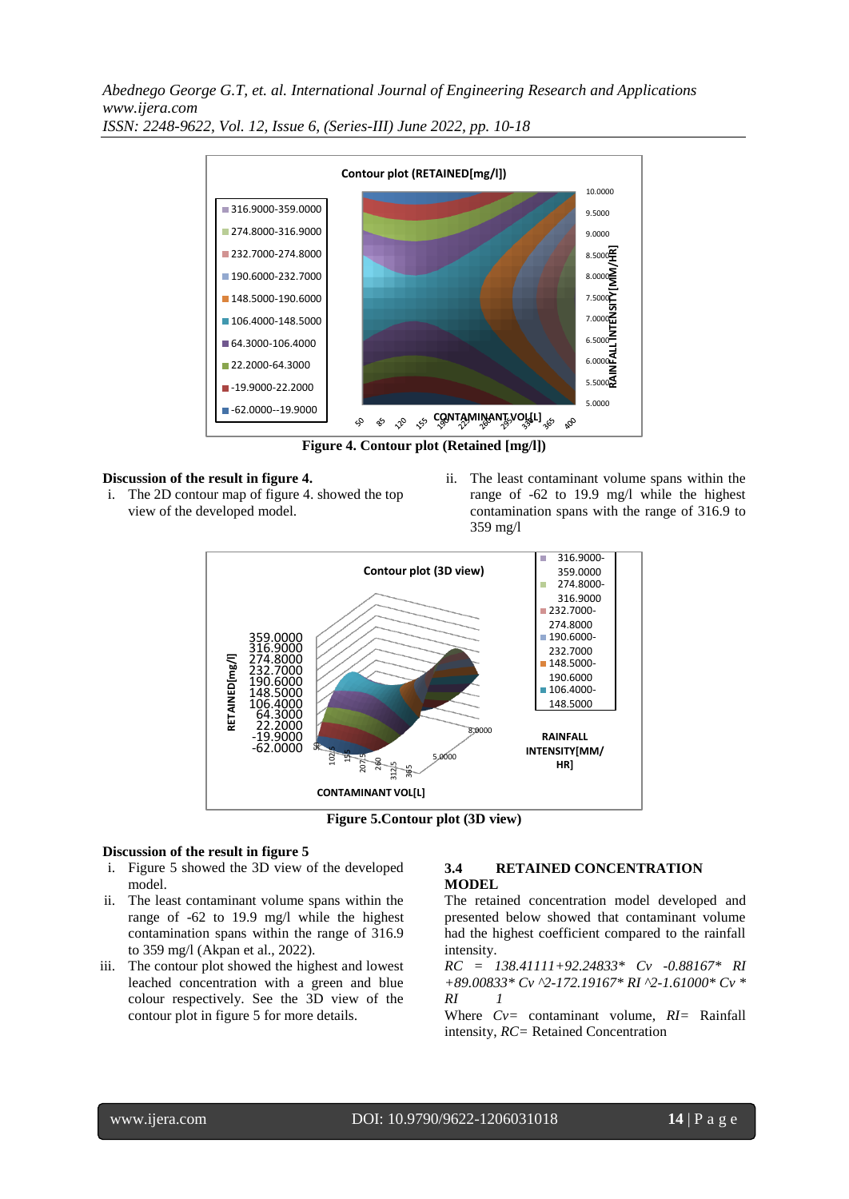**Figure 4. Contour plot (Retained [mg/l])**

**Discussion of the result in figure 4.**

i. The 2D contour map of figure 4. showed the top view of the developed model.

ii. The least contaminant volume spans within the range of -62 to 19.9 mg/l while the highest contamination spans with the range of 316.9 to 359 mg/l

**Figure 5.Contour plot (3D view)**

**Discussion of the result in figure 5**

i. Figure 5 showed the 3D view of the developed model.

ii. The least contaminant volume spans within the range of -62 to 19.9 mg/l while the highest contamination spans within the range of 316.9 to 359 mg/l (Akpan et al., 2022).

iii. The contour plot showed the highest and lowest leached concentration with a green and blue colour respectively. See the 3D view of the contour plot in figure 5 for more details.

### 3.4 RETAINED CONCENTRATION MODEL

The retained concentration model developed and presented below showed that contaminant volume had the highest coefficient compared to the rainfall intensity.

*RC = 138.41111+92.24833\* Cv -0.88167\* RI +89.00833\* Cv ^2-172.19167\* RI ^2-1.61000\* Cv \* RI 1*

Where *Cv*= contaminant volume, *RI*= Rainfall intensity, *RC*= Retained Concentration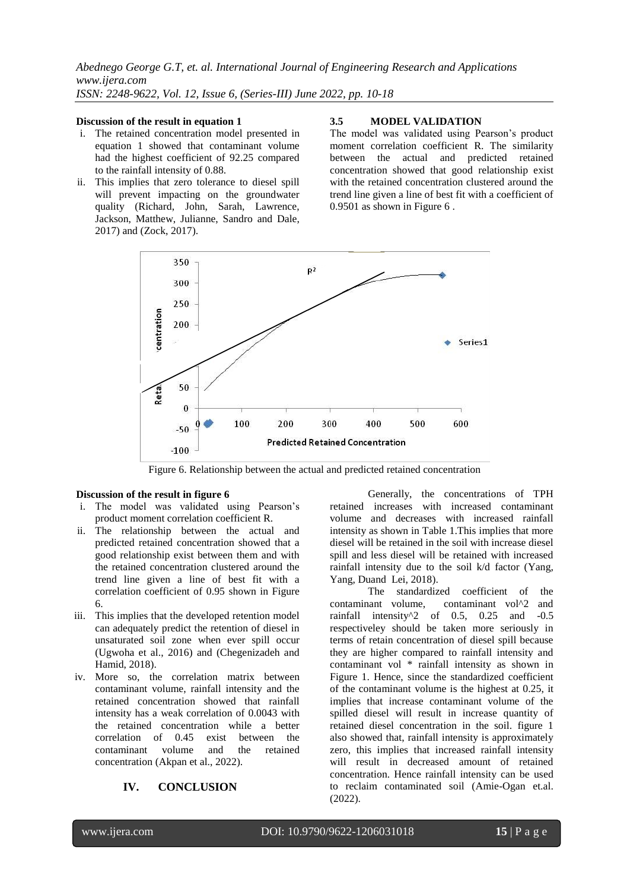**Discussion of the result in equation 1**

i. The retained concentration model presented in equation 1 showed that contaminant volume had the highest coefficient of 92.25 compared to the rainfall intensity of 0.88.
ii. This implies that zero tolerance to diesel spill will prevent impacting on the groundwater quality (Richard, John, Sarah, Lawrence, Jackson, Matthew, Julianne, Sandro and Dale, 2017) and (Zock, 2017).

### 3.5 MODEL VALIDATION

The model was validated using Pearson's product moment correlation coefficient R. The similarity between the actual and predicted retained concentration showed that good relationship exist with the retained concentration clustered around the trend line given a line of best fit with a coefficient of 0.9501 as shown in Figure 6 .

Figure 6. Relationship between the actual and predicted retained concentration

**Discussion of the result in figure 6**

i. The model was validated using Pearson's product moment correlation coefficient R.
ii. The relationship between the actual and predicted retained concentration showed that a good relationship exist between them and with the retained concentration clustered around the trend line given a line of best fit with a correlation coefficient of 0.95 shown in Figure 6.
iii. This implies that the developed retention model can adequately predict the retention of diesel in unsaturated soil zone when ever spill occur (Ugwoha et al., 2016) and (Chegenizadeh and Hamid, 2018).
iv. More so, the correlation matrix between contaminant volume, rainfall intensity and the retained concentration showed that rainfall intensity has a weak correlation of 0.0043 with the retained concentration while a better correlation of 0.45 exist between the contaminant volume and the retained concentration (Akpan et al., 2022).

## IV. CONCLUSION

Generally, the concentrations of TPH retained increases with increased contaminant volume and decreases with increased rainfall intensity as shown in Table 1.This implies that more diesel will be retained in the soil with increase diesel spill and less diesel will be retained with increased rainfall intensity due to the soil k/d factor (Yang, Yang, Duand Lei, 2018).

The standardized coefficient of the contaminant volume, contaminant vol^2 and rainfall intensity^2 of 0.5, 0.25 and -0.5 respectiveley should be taken more seriously in terms of retain concentration of diesel spill because they are higher compared to rainfall intensity and contaminant vol * rainfall intensity as shown in Figure 1. Hence, since the standardized coefficient of the contaminant volume is the highest at 0.25, it implies that increase contaminant volume of the spilled diesel will result in increase quantity of retained diesel concentration in the soil. figure 1 also showed that, rainfall intensity is approximately zero, this implies that increased rainfall intensity will result in decreased amount of retained concentration. Hence rainfall intensity can be used to reclaim contaminated soil (Amie-Ogan et.al. (2022).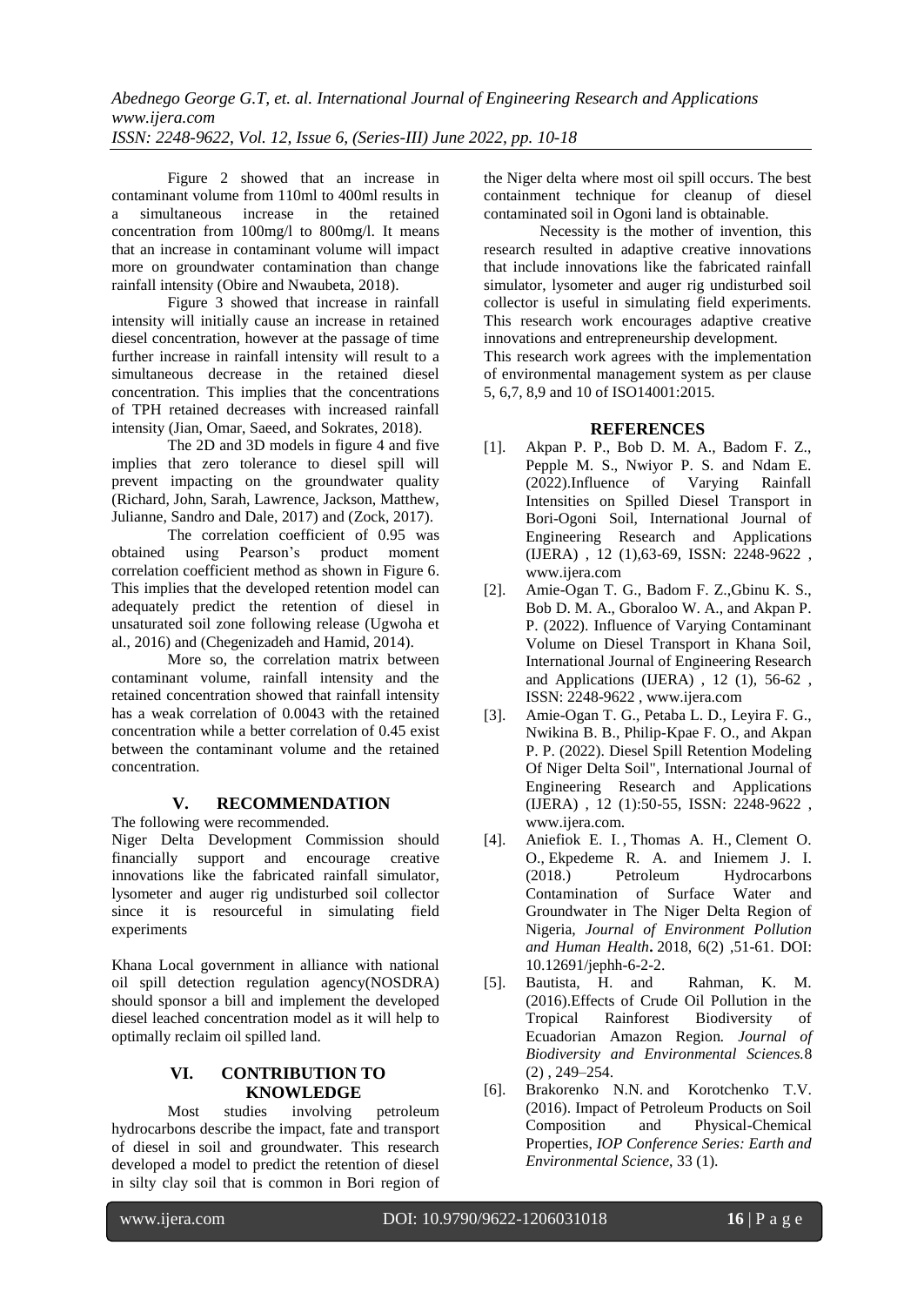Figure 2 showed that an increase in contaminant volume from 110ml to 400ml results in a simultaneous increase in the retained concentration from 100mg/l to 800mg/l. It means that an increase in contaminant volume will impact more on groundwater contamination than change rainfall intensity (Obire and Nwaubeta, 2018).

Figure 3 showed that increase in rainfall intensity will initially cause an increase in retained diesel concentration, however at the passage of time further increase in rainfall intensity will result to a simultaneous decrease in the retained diesel concentration. This implies that the concentrations of TPH retained decreases with increased rainfall intensity (Jian, Omar, Saeed, and Sokrates, 2018).

The 2D and 3D models in figure 4 and five implies that zero tolerance to diesel spill will prevent impacting on the groundwater quality (Richard, John, Sarah, Lawrence, Jackson, Matthew, Julianne, Sandro and Dale, 2017) and (Zock, 2017).

The correlation coefficient of 0.95 was obtained using Pearson's product moment correlation coefficient method as shown in Figure 6. This implies that the developed retention model can adequately predict the retention of diesel in unsaturated soil zone following release (Ugwoha et al., 2016) and (Chegenizadeh and Hamid, 2014).

More so, the correlation matrix between contaminant volume, rainfall intensity and the retained concentration showed that rainfall intensity has a weak correlation of 0.0043 with the retained concentration while a better correlation of 0.45 exist between the contaminant volume and the retained concentration.

## V. RECOMMENDATION

The following were recommended.

Niger Delta Development Commission should financially support and encourage creative innovations like the fabricated rainfall simulator, lysometer and auger rig undisturbed soil collector since it is resourceful in simulating field experiments

Khana Local government in alliance with national oil spill detection regulation agency(NOSDRA) should sponsor a bill and implement the developed diesel leached concentration model as it will help to optimally reclaim oil spilled land.

## VI. CONTRIBUTION TO KNOWLEDGE

Most studies involving petroleum hydrocarbons describe the impact, fate and transport of diesel in soil and groundwater. This research developed a model to predict the retention of diesel in silty clay soil that is common in Bori region of the Niger delta where most oil spill occurs. The best containment technique for cleanup of diesel contaminated soil in Ogoni land is obtainable.

Necessity is the mother of invention, this research resulted in adaptive creative innovations that include innovations like the fabricated rainfall simulator, lysometer and auger rig undisturbed soil collector is useful in simulating field experiments. This research work encourages adaptive creative innovations and entrepreneurship development.

This research work agrees with the implementation of environmental management system as per clause 5, 6,7, 8,9 and 10 of ISO14001:2015.

## REFERENCES

[1]. Akpan P. P., Bob D. M. A., Badom F. Z., Pepple M. S., Nwiyor P. S. and Ndam E. (2022).Influence of Varying Rainfall Intensities on Spilled Diesel Transport in Bori-Ogoni Soil, International Journal of Engineering Research and Applications (IJERA) , 12 (1),63-69, ISSN: 2248-9622 , www.ijera.com

[2]. Amie-Ogan T. G., Badom F. Z.,Gbinu K. S., Bob D. M. A., Gboraloo W. A., and Akpan P. P. (2022). Influence of Varying Contaminant Volume on Diesel Transport in Khana Soil, International Journal of Engineering Research and Applications (IJERA) , 12 (1), 56-62 , ISSN: 2248-9622 , www.ijera.com

[3]. Amie-Ogan T. G., Petaba L. D., Leyira F. G., Nwikina B. B., Philip-Kpae F. O., and Akpan P. P. (2022). Diesel Spill Retention Modeling Of Niger Delta Soil", International Journal of Engineering Research and Applications (IJERA) , 12 (1):50-55, ISSN: 2248-9622 , www.ijera.com.

[4]. Aniefiok E. I. , Thomas A. H., Clement O. O., Ekpedeme R. A. and Iniemem J. I. (2018.) Petroleum Hydrocarbons Contamination of Surface Water and Groundwater in The Niger Delta Region of Nigeria, *Journal of Environment Pollution and Human Health***.** 2018, 6(2) ,51-61. DOI: 10.12691/jephh-6-2-2.

[5]. Bautista, H. and Rahman, K. M. (2016).Effects of Crude Oil Pollution in the Tropical Rainforest Biodiversity of Ecuadorian Amazon Region*. Journal of Biodiversity and Environmental Sciences.*8 (2) , 249–254.

[6]. Brakorenko N.N. and Korotchenko T.V. (2016). Impact of Petroleum Products on Soil Composition and Physical-Chemical Properties, *IOP Conference Series: Earth and Environmental Science*, 33 (1).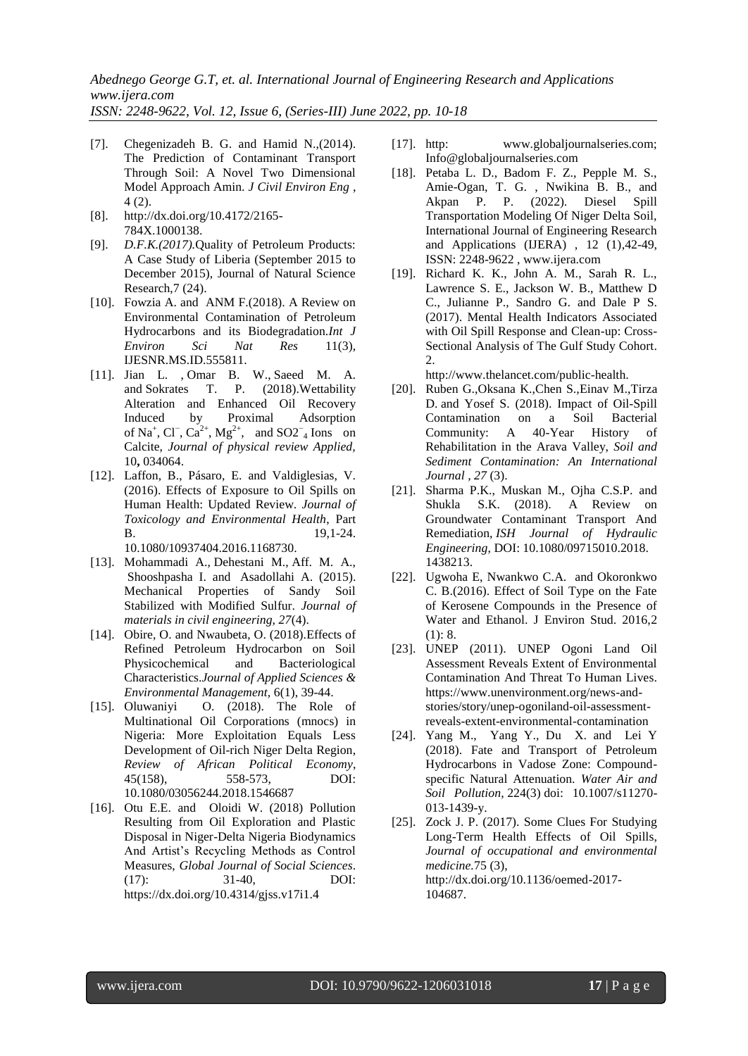[7]. Chegenizadeh B. G. and Hamid N.,(2014). The Prediction of Contaminant Transport Through Soil: A Novel Two Dimensional Model Approach Amin. *J Civil Environ Eng* , 4 (2).

[8]. http://dx.doi.org/10.4172/2165-784X.1000138.

[9]. *D.F.K.(2017).*Quality of Petroleum Products: A Case Study of Liberia (September 2015 to December 2015), Journal of Natural Science Research,7 (24).

[10]. Fowzia A. and ANM F.(2018). A Review on Environmental Contamination of Petroleum Hydrocarbons and its Biodegradation.*Int J Environ Sci Nat Res* 11(3), IJESNR.MS.ID.555811.

[11]. Jian L. , Omar B. W., Saeed M. A. and Sokrates T. P. (2018).Wettability Alteration and Enhanced Oil Recovery Induced by Proximal Adsorption of $Na^+$, $Cl^-$, $Ca^{2+}$, $Mg^{2+}$, and $SO2^-_4$ Ions on Calcite, *Journal of physical review Applied,* 10**,** 034064.

[12]. Laffon, B., Pásaro, E. and Valdiglesias, V. (2016). Effects of Exposure to Oil Spills on Human Health: Updated Review. *Journal of Toxicology and Environmental Health*, Part B. 19,1-24. 10.1080/10937404.2016.1168730.

[13]. Mohammadi A., Dehestani M., Aff. M. A., Shooshpasha I. and Asadollahi A. (2015). Mechanical Properties of Sandy Soil Stabilized with Modified Sulfur. *Journal of materials in civil engineering, 27*(4).

[14]. Obire, O. and Nwaubeta, O. (2018).Effects of Refined Petroleum Hydrocarbon on Soil Physicochemical and Bacteriological Characteristics.*Journal of Applied Sciences & Environmental Management,* 6(1), 39-44.

[15]. Oluwaniyi O. (2018). The Role of Multinational Oil Corporations (mnocs) in Nigeria: More Exploitation Equals Less Development of Oil-rich Niger Delta Region, *Review of African Political Economy*, 45(158), 558-573, DOI: 10.1080/03056244.2018.1546687

[16]. Otu E.E. and Oloidi W. (2018) Pollution Resulting from Oil Exploration and Plastic Disposal in Niger-Delta Nigeria Biodynamics And Artist's Recycling Methods as Control Measures, *Global Journal of Social Sciences*. (17): 31-40, DOI: https://dx.doi.org/10.4314/gjss.v17i1.4

[17]. http: www.globaljournalseries.com; Info@globaljournalseries.com

[18]. Petaba L. D., Badom F. Z., Pepple M. S., Amie-Ogan, T. G. , Nwikina B. B., and Akpan P. P. (2022). Diesel Spill Transportation Modeling Of Niger Delta Soil, International Journal of Engineering Research and Applications (IJERA) , 12 (1),42-49, ISSN: 2248-9622 , www.ijera.com

[19]. Richard K. K., John A. M., Sarah R. L., Lawrence S. E., Jackson W. B., Matthew D C., Julianne P., Sandro G. and Dale P S. (2017). Mental Health Indicators Associated with Oil Spill Response and Clean-up: Cross-Sectional Analysis of The Gulf Study Cohort. 2. http://www.thelancet.com/public-health.

[20]. Ruben G.,Oksana K.,Chen S.,Einav M.,Tirza D. and Yosef S. (2018). Impact of Oil-Spill Contamination on a Soil Bacterial Community: A 40-Year History of Rehabilitation in the Arava Valley, *Soil and Sediment Contamination: An International Journal , 27* (3).

[21]. Sharma P.K., Muskan M., Ojha C.S.P. and Shukla S.K. (2018). A Review on Groundwater Contaminant Transport And Remediation, *ISH Journal of Hydraulic Engineering*, DOI: 10.1080/09715010.2018. 1438213.

[22]. Ugwoha E, Nwankwo C.A. and Okoronkwo C. B.(2016). Effect of Soil Type on the Fate of Kerosene Compounds in the Presence of Water and Ethanol. J Environ Stud. 2016,2 (1): 8.

[23]. UNEP (2011). UNEP Ogoni Land Oil Assessment Reveals Extent of Environmental Contamination And Threat To Human Lives. https://www.unenvironment.org/news-and-stories/story/unep-ogoniland-oil-assessment-reveals-extent-environmental-contamination

[24]. Yang M., Yang Y., Du X. and Lei Y (2018). Fate and Transport of Petroleum Hydrocarbons in Vadose Zone: Compound-specific Natural Attenuation. *Water Air and Soil Pollution,* 224(3) doi: 10.1007/s11270-013-1439-y.

[25]. Zock J. P. (2017). Some Clues For Studying Long-Term Health Effects of Oil Spills, *Journal of occupational and environmental medicine.*75 (3), http://dx.doi.org/10.1136/oemed-2017-104687.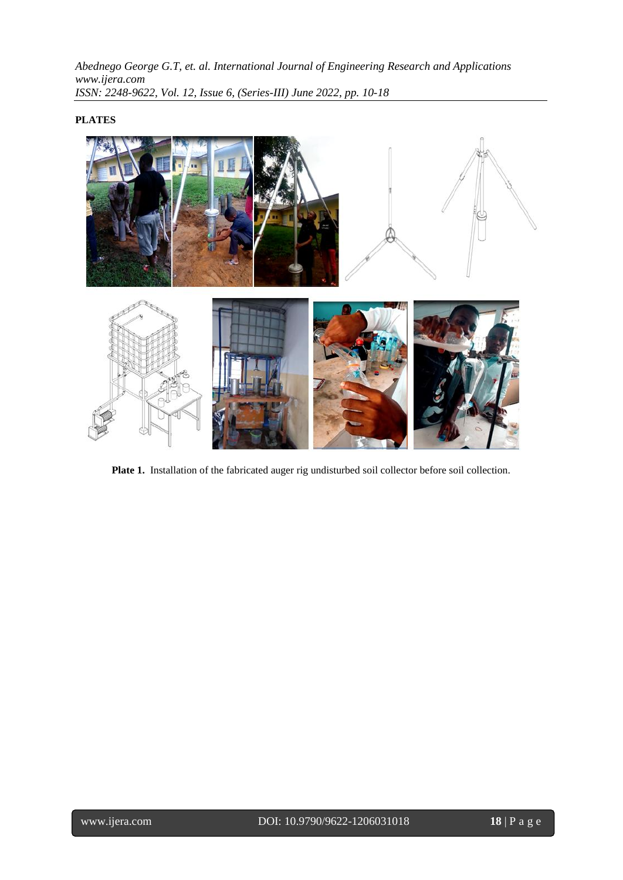**PLATES**

**Plate 1.** Installation of the fabricated auger rig undisturbed soil collector before soil collection.